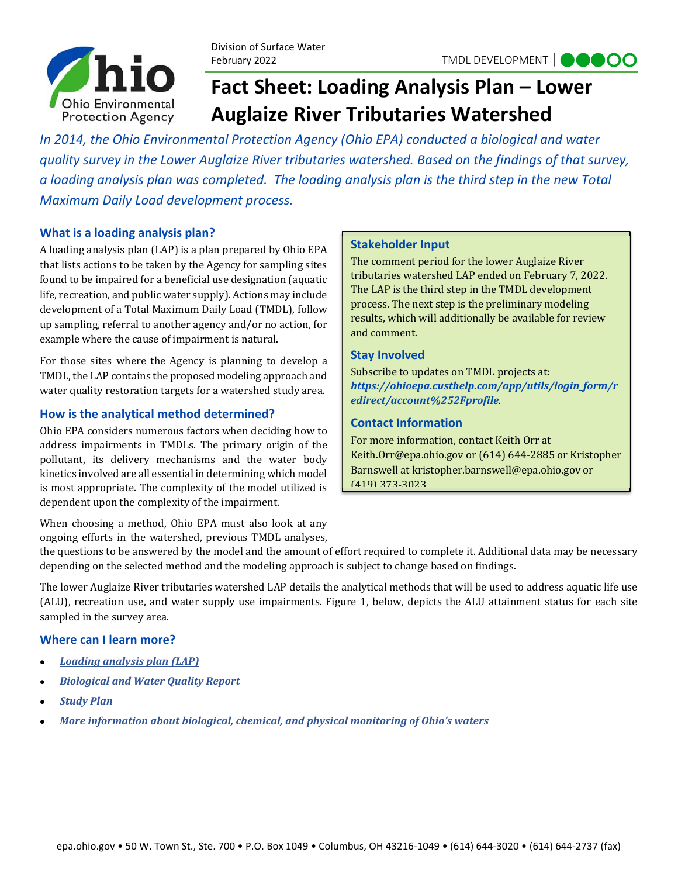Division of Surface Water
February 2022

TMDL DEVELOPMENT

# Fact Sheet: Loading Analysis Plan – Lower Auglaize River Tributaries Watershed

*In 2014, the Ohio Environmental Protection Agency (Ohio EPA) conducted a biological and water quality survey in the Lower Auglaize River tributaries watershed. Based on the findings of that survey, a loading analysis plan was completed. The loading analysis plan is the third step in the new Total Maximum Daily Load development process.*

## What is a loading analysis plan?

A loading analysis plan (LAP) is a plan prepared by Ohio EPA that lists actions to be taken by the Agency for sampling sites found to be impaired for a beneficial use designation (aquatic life, recreation, and public water supply). Actions may include development of a Total Maximum Daily Load (TMDL), follow up sampling, referral to another agency and/or no action, for example where the cause of impairment is natural.

For those sites where the Agency is planning to develop a TMDL, the LAP contains the proposed modeling approach and water quality restoration targets for a watershed study area.

## How is the analytical method determined?

Ohio EPA considers numerous factors when deciding how to address impairments in TMDLs. The primary origin of the pollutant, its delivery mechanisms and the water body kinetics involved are all essential in determining which model is most appropriate. The complexity of the model utilized is dependent upon the complexity of the impairment.

When choosing a method, Ohio EPA must also look at any ongoing efforts in the watershed, previous TMDL analyses, the questions to be answered by the model and the amount of effort required to complete it. Additional data may be necessary depending on the selected method and the modeling approach is subject to change based on findings.

The lower Auglaize River tributaries watershed LAP details the analytical methods that will be used to address aquatic life use (ALU), recreation use, and water supply use impairments. Figure 1, below, depicts the ALU attainment status for each site sampled in the survey area.

## Stakeholder Input

The comment period for the lower Auglaize River tributaries watershed LAP ended on February 7, 2022. The LAP is the third step in the TMDL development process. The next step is the preliminary modeling results, which will additionally be available for review and comment.

## Stay Involved

Subscribe to updates on TMDL projects at: ***https://ohioepa.custhelp.com/app/utils/login_form/redirect/account%252Fprofile***.

## Contact Information

For more information, contact Keith Orr at Keith.Orr@epa.ohio.gov or (614) 644-2885 or Kristopher Barnswell at kristopher.barnswell@epa.ohio.gov or (419) 373-3023

## Where can I learn more?

- ***Loading analysis plan (LAP)***
- ***Biological and Water Quality Report***
- ***Study Plan***
- ***More information about biological, chemical, and physical monitoring of Ohio's waters***

epa.ohio.gov • 50 W. Town St., Ste. 700 • P.O. Box 1049 • Columbus, OH 43216-1049 • (614) 644-3020 • (614) 644-2737 (fax)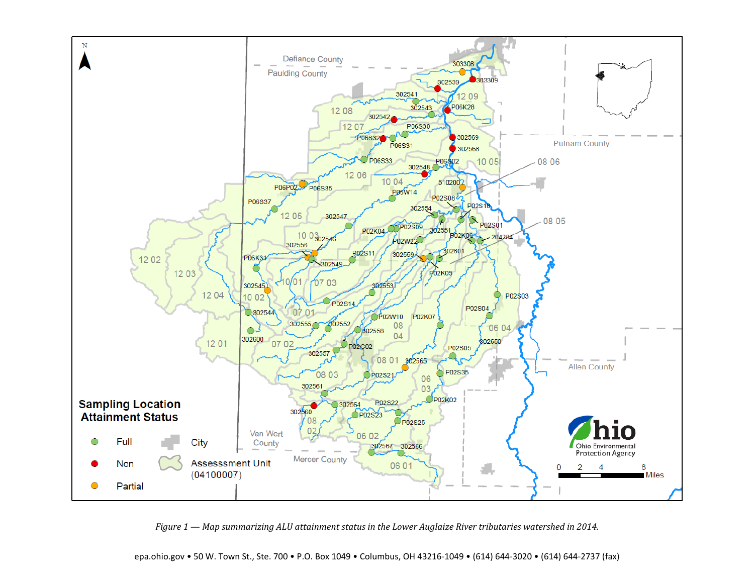Sampling Location Attainment Status

Full

Non

Partial

City

Assesssment Unit (04100007)

Defiance County

Paulding County

Putnam County

Allen County

Van Wert County

Mercer County

0 2 4 8 Miles

Ohio Environmental Protection Agency

*Figure 1 — Map summarizing ALU attainment status in the Lower Auglaize River tributaries watershed in 2014.*

epa.ohio.gov • 50 W. Town St., Ste. 700 • P.O. Box 1049 • Columbus, OH 43216-1049 • (614) 644-3020 • (614) 644-2737 (fax)